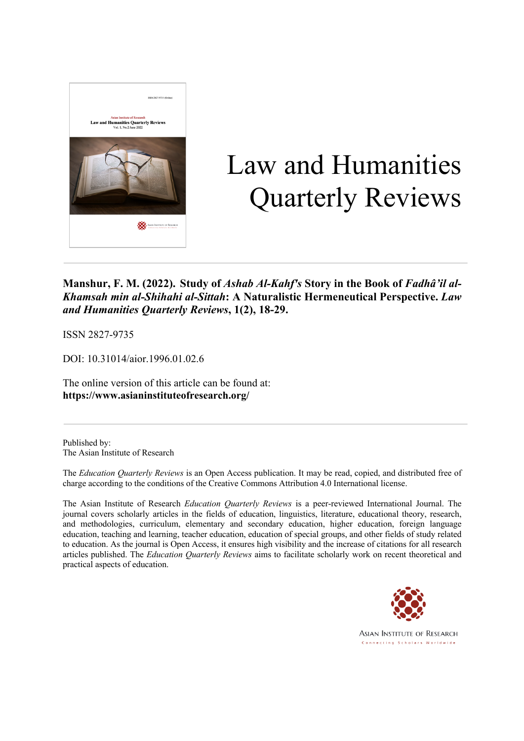# Law and Humanities Quarterly Reviews

**Manshur, F. M. (2022). Study of *Ashab Al-Kahf's* Story in the Book of *Fadhâ'il al-Khamsah min al-Shihahi al-Sittah*: A Naturalistic Hermeneutical Perspective. *Law and Humanities Quarterly Reviews*, 1(2), 18-29.**

ISSN 2827-9735

DOI: 10.31014/aior.1996.01.02.6

The online version of this article can be found at:
**https://www.asianinstituteofresearch.org/**

Published by:
The Asian Institute of Research

The *Education Quarterly Reviews* is an Open Access publication. It may be read, copied, and distributed free of charge according to the conditions of the Creative Commons Attribution 4.0 International license.

The Asian Institute of Research *Education Quarterly Reviews* is a peer-reviewed International Journal. The journal covers scholarly articles in the fields of education, linguistics, literature, educational theory, research, and methodologies, curriculum, elementary and secondary education, higher education, foreign language education, teaching and learning, teacher education, education of special groups, and other fields of study related to education. As the journal is Open Access, it ensures high visibility and the increase of citations for all research articles published. The *Education Quarterly Reviews* aims to facilitate scholarly work on recent theoretical and practical aspects of education.

ASIAN INSTITUTE OF RESEARCH
Connecting Scholars Worldwide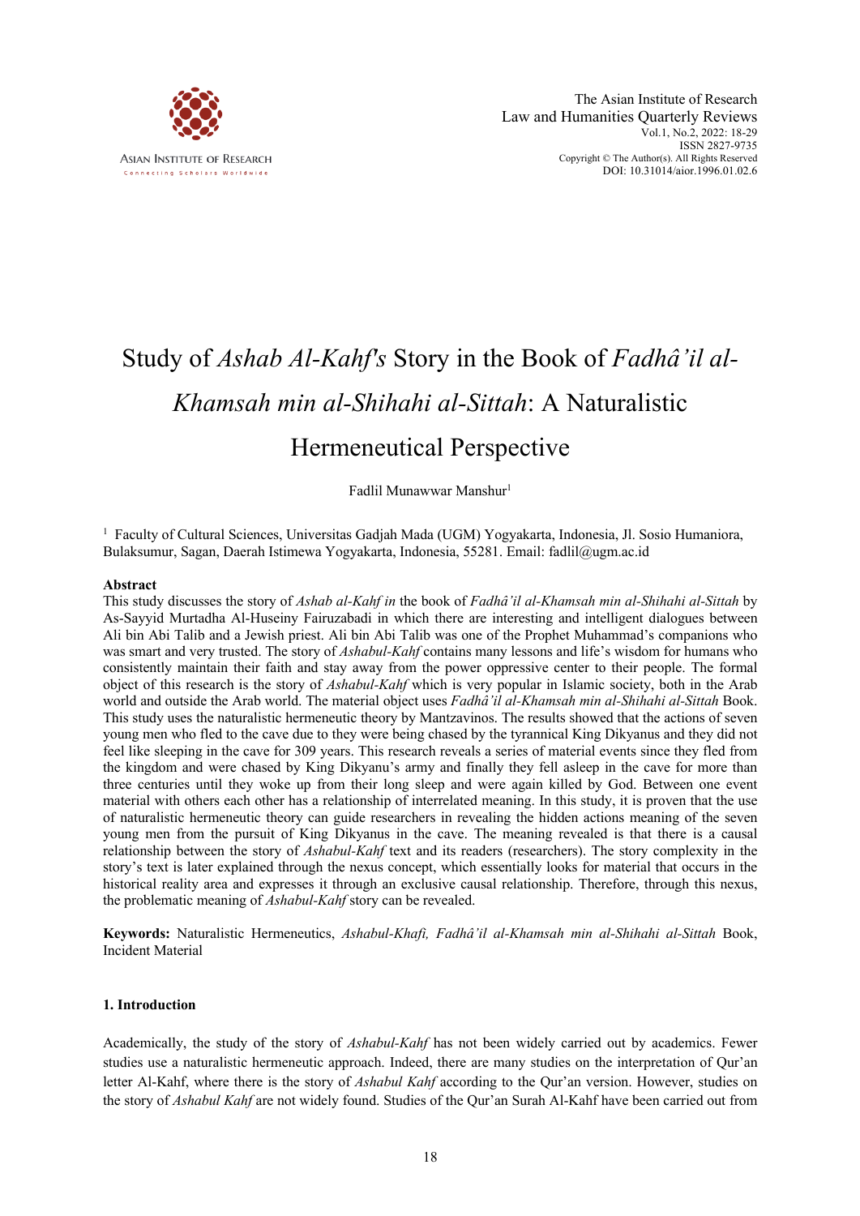# Study of *Ashab Al-Kahf's* Story in the Book of *Fadhâ'il al-Khamsah min al-Shihahi al-Sittah*: A Naturalistic Hermeneutical Perspective

Fadlil Munawwar Manshur[1]

[1] Faculty of Cultural Sciences, Universitas Gadjah Mada (UGM) Yogyakarta, Indonesia, Jl. Sosio Humaniora, Bulaksumur, Sagan, Daerah Istimewa Yogyakarta, Indonesia, 55281. Email: fadlil@ugm.ac.id

## Abstract

This study discusses the story of *Ashab al-Kahf in* the book of *Fadhâ'il al-Khamsah min al-Shihahi al-Sittah* by As-Sayyid Murtadha Al-Huseiny Fairuzabadi in which there are interesting and intelligent dialogues between Ali bin Abi Talib and a Jewish priest. Ali bin Abi Talib was one of the Prophet Muhammad's companions who was smart and very trusted. The story of *Ashabul-Kahf* contains many lessons and life's wisdom for humans who consistently maintain their faith and stay away from the power oppressive center to their people. The formal object of this research is the story of *Ashabul-Kahf* which is very popular in Islamic society, both in the Arab world and outside the Arab world. The material object uses *Fadhâ'il al-Khamsah min al-Shihahi al-Sittah* Book. This study uses the naturalistic hermeneutic theory by Mantzavinos. The results showed that the actions of seven young men who fled to the cave due to they were being chased by the tyrannical King Dikyanus and they did not feel like sleeping in the cave for 309 years. This research reveals a series of material events since they fled from the kingdom and were chased by King Dikyanu's army and finally they fell asleep in the cave for more than three centuries until they woke up from their long sleep and were again killed by God. Between one event material with others each other has a relationship of interrelated meaning. In this study, it is proven that the use of naturalistic hermeneutic theory can guide researchers in revealing the hidden actions meaning of the seven young men from the pursuit of King Dikyanus in the cave. The meaning revealed is that there is a causal relationship between the story of *Ashabul-Kahf* text and its readers (researchers). The story complexity in the story's text is later explained through the nexus concept, which essentially looks for material that occurs in the historical reality area and expresses it through an exclusive causal relationship. Therefore, through this nexus, the problematic meaning of *Ashabul-Kahf* story can be revealed.

**Keywords:** Naturalistic Hermeneutics, *Ashabul-Khafi, Fadhâ'il al-Khamsah min al-Shihahi al-Sittah* Book, Incident Material

## 1. Introduction

Academically, the study of the story of *Ashabul-Kahf* has not been widely carried out by academics. Fewer studies use a naturalistic hermeneutic approach. Indeed, there are many studies on the interpretation of Qur'an letter Al-Kahf, where there is the story of *Ashabul Kahf* according to the Qur'an version. However, studies on the story of *Ashabul Kahf* are not widely found. Studies of the Qur'an Surah Al-Kahf have been carried out from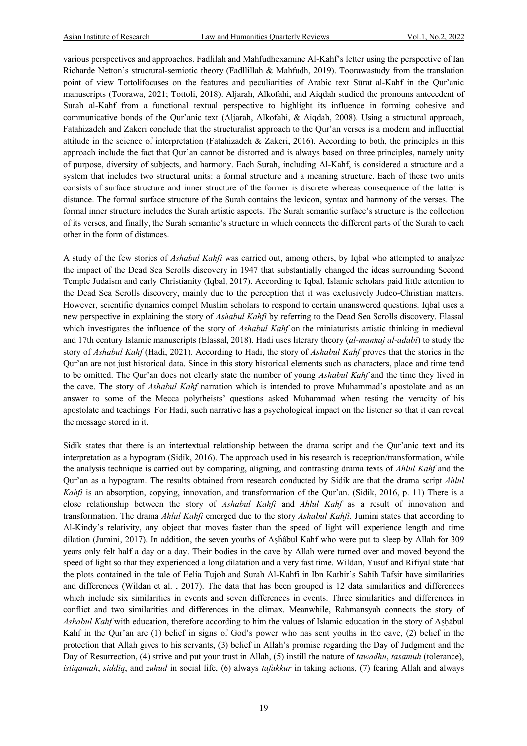various perspectives and approaches. Fadlilah and Mahfudhexamine Al-Kahf's letter using the perspective of Ian Richarde Netton's structural-semiotic theory (Fadllillah & Mahfudh, 2019). Toorawastudy from the translation point of view Tottolifocuses on the features and peculiarities of Arabic text Sūrat al-Kahf in the Qur'anic manuscripts (Toorawa, 2021; Tottoli, 2018). Aljarah, Alkofahi, and Aiqdah studied the pronouns antecedent of Surah al-Kahf from a functional textual perspective to highlight its influence in forming cohesive and communicative bonds of the Qur'anic text (Aljarah, Alkofahi, & Aiqdah, 2008). Using a structural approach, Fatahizadeh and Zakeri conclude that the structuralist approach to the Qur'an verses is a modern and influential attitude in the science of interpretation (Fatahizadeh & Zakeri, 2016). According to both, the principles in this approach include the fact that Qur'an cannot be distorted and is always based on three principles, namely unity of purpose, diversity of subjects, and harmony. Each Surah, including Al-Kahf, is considered a structure and a system that includes two structural units: a formal structure and a meaning structure. Each of these two units consists of surface structure and inner structure of the former is discrete whereas consequence of the latter is distance. The formal surface structure of the Surah contains the lexicon, syntax and harmony of the verses. The formal inner structure includes the Surah artistic aspects. The Surah semantic surface's structure is the collection of its verses, and finally, the Surah semantic's structure in which connects the different parts of the Surah to each other in the form of distances.

A study of the few stories of *Ashabul Kahfi* was carried out, among others, by Iqbal who attempted to analyze the impact of the Dead Sea Scrolls discovery in 1947 that substantially changed the ideas surrounding Second Temple Judaism and early Christianity (Iqbal, 2017). According to Iqbal, Islamic scholars paid little attention to the Dead Sea Scrolls discovery, mainly due to the perception that it was exclusively Judeo-Christian matters. However, scientific dynamics compel Muslim scholars to respond to certain unanswered questions. Iqbal uses a new perspective in explaining the story of *Ashabul Kahfi* by referring to the Dead Sea Scrolls discovery. Elassal which investigates the influence of the story of *Ashabul Kahf* on the miniaturists artistic thinking in medieval and 17th century Islamic manuscripts (Elassal, 2018). Hadi uses literary theory (*al-manhaj al-adabi*) to study the story of *Ashabul Kahf* (Hadi, 2021). According to Hadi, the story of *Ashabul Kahf* proves that the stories in the Qur'an are not just historical data. Since in this story historical elements such as characters, place and time tend to be omitted. The Qur'an does not clearly state the number of young *Ashabul Kahf* and the time they lived in the cave. The story of *Ashabul Kahf* narration which is intended to prove Muhammad's apostolate and as an answer to some of the Mecca polytheists' questions asked Muhammad when testing the veracity of his apostolate and teachings. For Hadi, such narrative has a psychological impact on the listener so that it can reveal the message stored in it.

Sidik states that there is an intertextual relationship between the drama script and the Qur'anic text and its interpretation as a hypogram (Sidik, 2016). The approach used in his research is reception/transformation, while the analysis technique is carried out by comparing, aligning, and contrasting drama texts of *Ahlul Kahf* and the Qur'an as a hypogram. The results obtained from research conducted by Sidik are that the drama script *Ahlul Kahfi* is an absorption, copying, innovation, and transformation of the Qur'an. (Sidik, 2016, p. 11) There is a close relationship between the story of *Ashabul Kahfi* and *Ahlul Kahf* as a result of innovation and transformation. The drama *Ahlul Kahfi* emerged due to the story *Ashabul Kahfi*. Jumini states that according to Al-Kindy's relativity, any object that moves faster than the speed of light will experience length and time dilation (Jumini, 2017). In addition, the seven youths of Aṣḥâbul Kahf who were put to sleep by Allah for 309 years only felt half a day or a day. Their bodies in the cave by Allah were turned over and moved beyond the speed of light so that they experienced a long dilatation and a very fast time. Wildan, Yusuf and Rifiyal state that the plots contained in the tale of Eelia Tujoh and Surah Al-Kahfi in Ibn Kathir's Sahih Tafsir have similarities and differences (Wildan et al. , 2017). The data that has been grouped is 12 data similarities and differences which include six similarities in events and seven differences in events. Three similarities and differences in conflict and two similarities and differences in the climax. Meanwhile, Rahmansyah connects the story of *Ashabul Kahf* with education, therefore according to him the values of Islamic education in the story of Aṣḥābul Kahf in the Qur'an are (1) belief in signs of God's power who has sent youths in the cave, (2) belief in the protection that Allah gives to his servants, (3) belief in Allah's promise regarding the Day of Judgment and the Day of Resurrection, (4) strive and put your trust in Allah, (5) instill the nature of *tawadhu*, *tasamuh* (tolerance), *istiqamah*, *siddiq*, and *zuhud* in social life, (6) always *tafakkur* in taking actions, (7) fearing Allah and always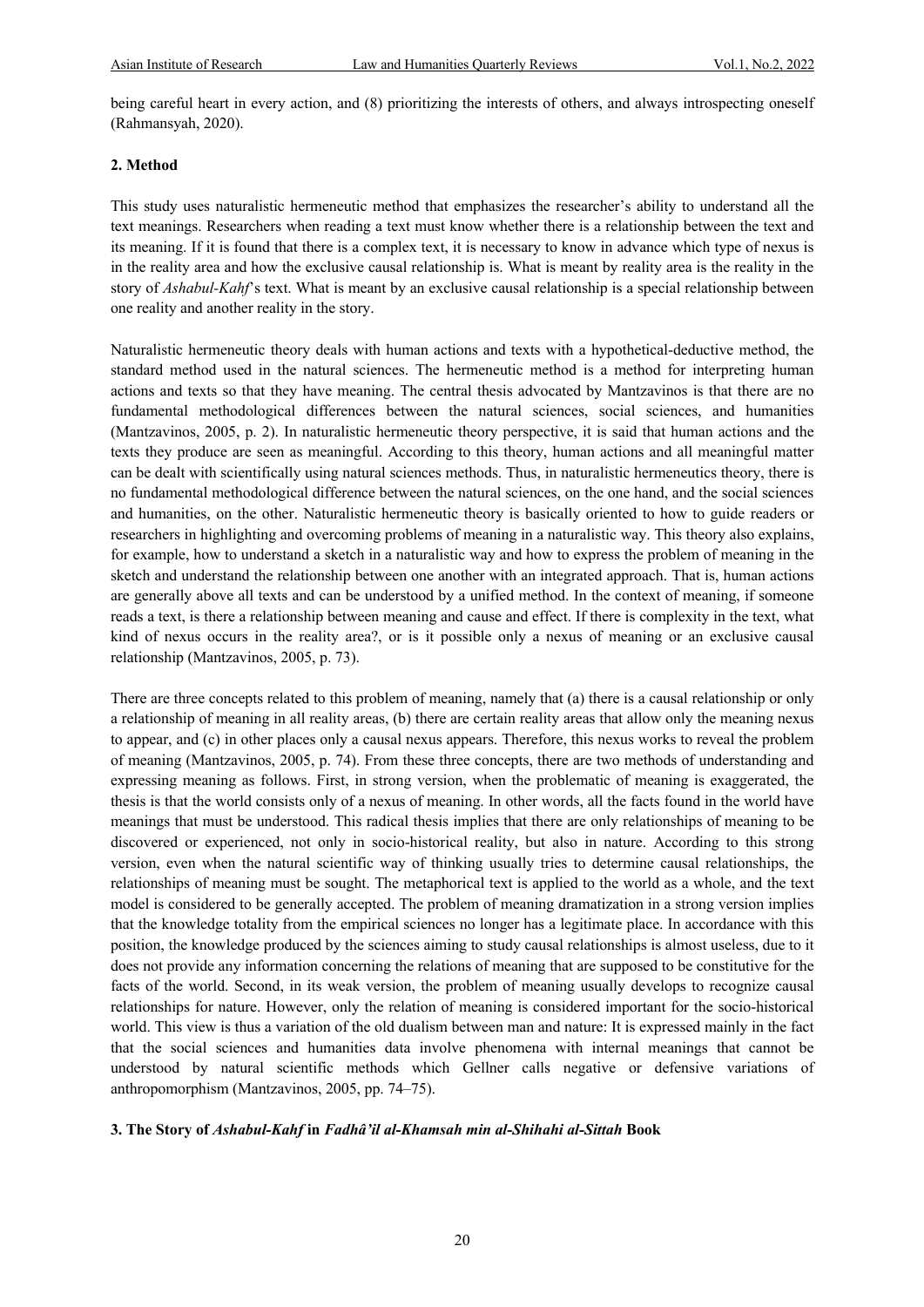being careful heart in every action, and (8) prioritizing the interests of others, and always introspecting oneself (Rahmansyah, 2020).

## 2. Method

This study uses naturalistic hermeneutic method that emphasizes the researcher's ability to understand all the text meanings. Researchers when reading a text must know whether there is a relationship between the text and its meaning. If it is found that there is a complex text, it is necessary to know in advance which type of nexus is in the reality area and how the exclusive causal relationship is. What is meant by reality area is the reality in the story of *Ashabul-Kahf*'s text. What is meant by an exclusive causal relationship is a special relationship between one reality and another reality in the story.

Naturalistic hermeneutic theory deals with human actions and texts with a hypothetical-deductive method, the standard method used in the natural sciences. The hermeneutic method is a method for interpreting human actions and texts so that they have meaning. The central thesis advocated by Mantzavinos is that there are no fundamental methodological differences between the natural sciences, social sciences, and humanities (Mantzavinos, 2005, p. 2). In naturalistic hermeneutic theory perspective, it is said that human actions and the texts they produce are seen as meaningful. According to this theory, human actions and all meaningful matter can be dealt with scientifically using natural sciences methods. Thus, in naturalistic hermeneutics theory, there is no fundamental methodological difference between the natural sciences, on the one hand, and the social sciences and humanities, on the other. Naturalistic hermeneutic theory is basically oriented to how to guide readers or researchers in highlighting and overcoming problems of meaning in a naturalistic way. This theory also explains, for example, how to understand a sketch in a naturalistic way and how to express the problem of meaning in the sketch and understand the relationship between one another with an integrated approach. That is, human actions are generally above all texts and can be understood by a unified method. In the context of meaning, if someone reads a text, is there a relationship between meaning and cause and effect. If there is complexity in the text, what kind of nexus occurs in the reality area?, or is it possible only a nexus of meaning or an exclusive causal relationship (Mantzavinos, 2005, p. 73).

There are three concepts related to this problem of meaning, namely that (a) there is a causal relationship or only a relationship of meaning in all reality areas, (b) there are certain reality areas that allow only the meaning nexus to appear, and (c) in other places only a causal nexus appears. Therefore, this nexus works to reveal the problem of meaning (Mantzavinos, 2005, p. 74). From these three concepts, there are two methods of understanding and expressing meaning as follows. First, in strong version, when the problematic of meaning is exaggerated, the thesis is that the world consists only of a nexus of meaning. In other words, all the facts found in the world have meanings that must be understood. This radical thesis implies that there are only relationships of meaning to be discovered or experienced, not only in socio-historical reality, but also in nature. According to this strong version, even when the natural scientific way of thinking usually tries to determine causal relationships, the relationships of meaning must be sought. The metaphorical text is applied to the world as a whole, and the text model is considered to be generally accepted. The problem of meaning dramatization in a strong version implies that the knowledge totality from the empirical sciences no longer has a legitimate place. In accordance with this position, the knowledge produced by the sciences aiming to study causal relationships is almost useless, due to it does not provide any information concerning the relations of meaning that are supposed to be constitutive for the facts of the world. Second, in its weak version, the problem of meaning usually develops to recognize causal relationships for nature. However, only the relation of meaning is considered important for the socio-historical world. This view is thus a variation of the old dualism between man and nature: It is expressed mainly in the fact that the social sciences and humanities data involve phenomena with internal meanings that cannot be understood by natural scientific methods which Gellner calls negative or defensive variations of anthropomorphism (Mantzavinos, 2005, pp. 74–75).

## 3. The Story of *Ashabul-Kahf* in *Fadhâ'il al-Khamsah min al-Shihahi al-Sittah* Book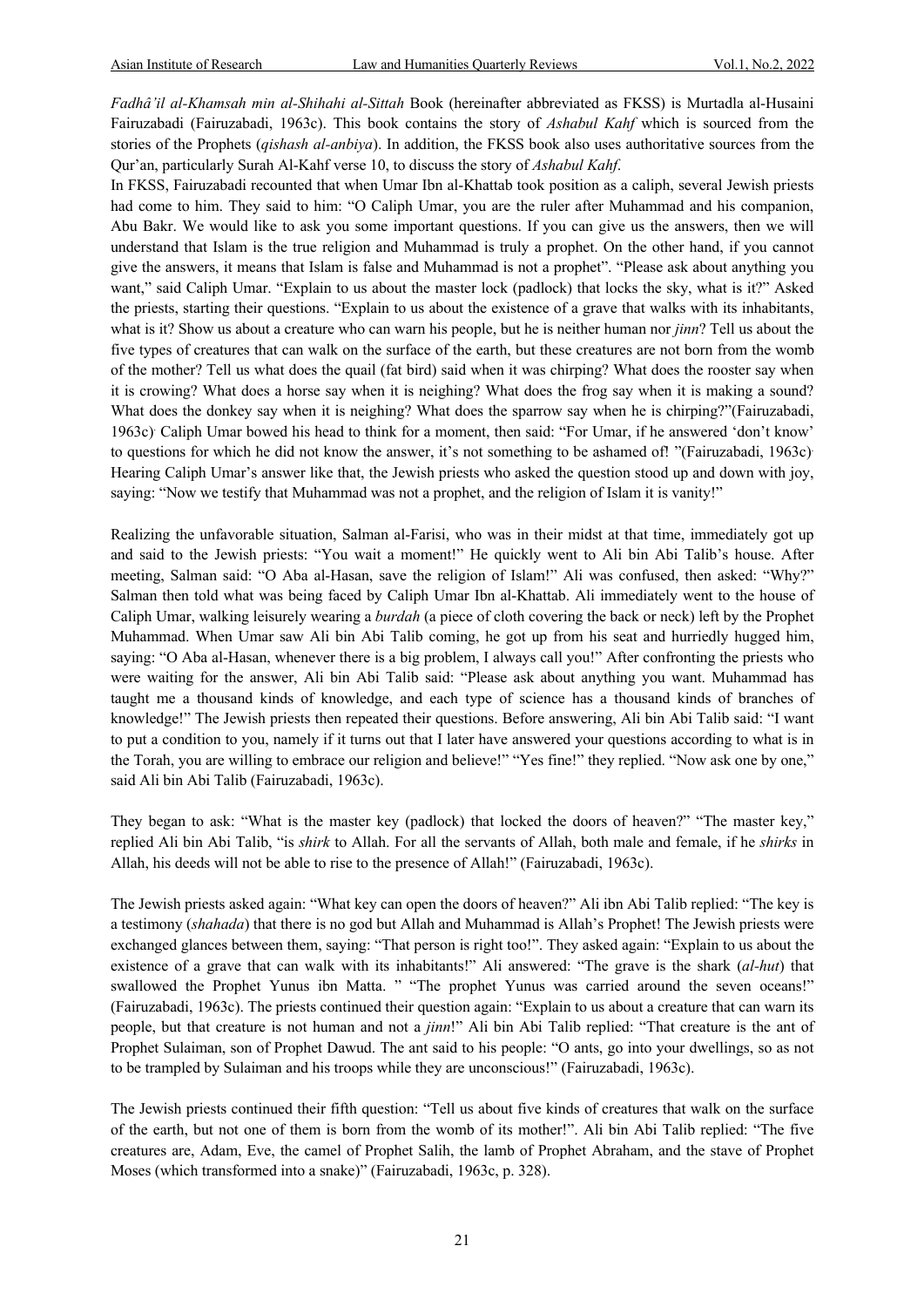*Fadhâ'il al-Khamsah min al-Shihahi al-Sittah* Book (hereinafter abbreviated as FKSS) is Murtadla al-Husaini Fairuzabadi (Fairuzabadi, 1963c). This book contains the story of *Ashabul Kahf* which is sourced from the stories of the Prophets (*qishash al-anbiya*). In addition, the FKSS book also uses authoritative sources from the Qur'an, particularly Surah Al-Kahf verse 10, to discuss the story of *Ashabul Kahf*.

In FKSS, Fairuzabadi recounted that when Umar Ibn al-Khattab took position as a caliph, several Jewish priests had come to him. They said to him: "O Caliph Umar, you are the ruler after Muhammad and his companion, Abu Bakr. We would like to ask you some important questions. If you can give us the answers, then we will understand that Islam is the true religion and Muhammad is truly a prophet. On the other hand, if you cannot give the answers, it means that Islam is false and Muhammad is not a prophet". "Please ask about anything you want," said Caliph Umar. "Explain to us about the master lock (padlock) that locks the sky, what is it?" Asked the priests, starting their questions. "Explain to us about the existence of a grave that walks with its inhabitants, what is it? Show us about a creature who can warn his people, but he is neither human nor *jinn*? Tell us about the five types of creatures that can walk on the surface of the earth, but these creatures are not born from the womb of the mother? Tell us what does the quail (fat bird) said when it was chirping? What does the rooster say when it is crowing? What does a horse say when it is neighing? What does the frog say when it is making a sound? What does the donkey say when it is neighing? What does the sparrow say when he is chirping?"(Fairuzabadi, 1963c). Caliph Umar bowed his head to think for a moment, then said: "For Umar, if he answered 'don't know' to questions for which he did not know the answer, it's not something to be ashamed of! "(Fairuzabadi, 1963c). Hearing Caliph Umar's answer like that, the Jewish priests who asked the question stood up and down with joy, saying: "Now we testify that Muhammad was not a prophet, and the religion of Islam it is vanity!"

Realizing the unfavorable situation, Salman al-Farisi, who was in their midst at that time, immediately got up and said to the Jewish priests: "You wait a moment!" He quickly went to Ali bin Abi Talib's house. After meeting, Salman said: "O Aba al-Hasan, save the religion of Islam!" Ali was confused, then asked: "Why?" Salman then told what was being faced by Caliph Umar Ibn al-Khattab. Ali immediately went to the house of Caliph Umar, walking leisurely wearing a *burdah* (a piece of cloth covering the back or neck) left by the Prophet Muhammad. When Umar saw Ali bin Abi Talib coming, he got up from his seat and hurriedly hugged him, saying: "O Aba al-Hasan, whenever there is a big problem, I always call you!" After confronting the priests who were waiting for the answer, Ali bin Abi Talib said: "Please ask about anything you want. Muhammad has taught me a thousand kinds of knowledge, and each type of science has a thousand kinds of branches of knowledge!" The Jewish priests then repeated their questions. Before answering, Ali bin Abi Talib said: "I want to put a condition to you, namely if it turns out that I later have answered your questions according to what is in the Torah, you are willing to embrace our religion and believe!" "Yes fine!" they replied. "Now ask one by one," said Ali bin Abi Talib (Fairuzabadi, 1963c).

They began to ask: "What is the master key (padlock) that locked the doors of heaven?" "The master key," replied Ali bin Abi Talib, "is *shirk* to Allah. For all the servants of Allah, both male and female, if he *shirks* in Allah, his deeds will not be able to rise to the presence of Allah!" (Fairuzabadi, 1963c).

The Jewish priests asked again: "What key can open the doors of heaven?" Ali ibn Abi Talib replied: "The key is a testimony (*shahada*) that there is no god but Allah and Muhammad is Allah's Prophet! The Jewish priests were exchanged glances between them, saying: "That person is right too!". They asked again: "Explain to us about the existence of a grave that can walk with its inhabitants!" Ali answered: "The grave is the shark (*al-hut*) that swallowed the Prophet Yunus ibn Matta. " "The prophet Yunus was carried around the seven oceans!" (Fairuzabadi, 1963c). The priests continued their question again: "Explain to us about a creature that can warn its people, but that creature is not human and not a *jinn*!" Ali bin Abi Talib replied: "That creature is the ant of Prophet Sulaiman, son of Prophet Dawud. The ant said to his people: "O ants, go into your dwellings, so as not to be trampled by Sulaiman and his troops while they are unconscious!" (Fairuzabadi, 1963c).

The Jewish priests continued their fifth question: "Tell us about five kinds of creatures that walk on the surface of the earth, but not one of them is born from the womb of its mother!". Ali bin Abi Talib replied: "The five creatures are, Adam, Eve, the camel of Prophet Salih, the lamb of Prophet Abraham, and the stave of Prophet Moses (which transformed into a snake)" (Fairuzabadi, 1963c, p. 328).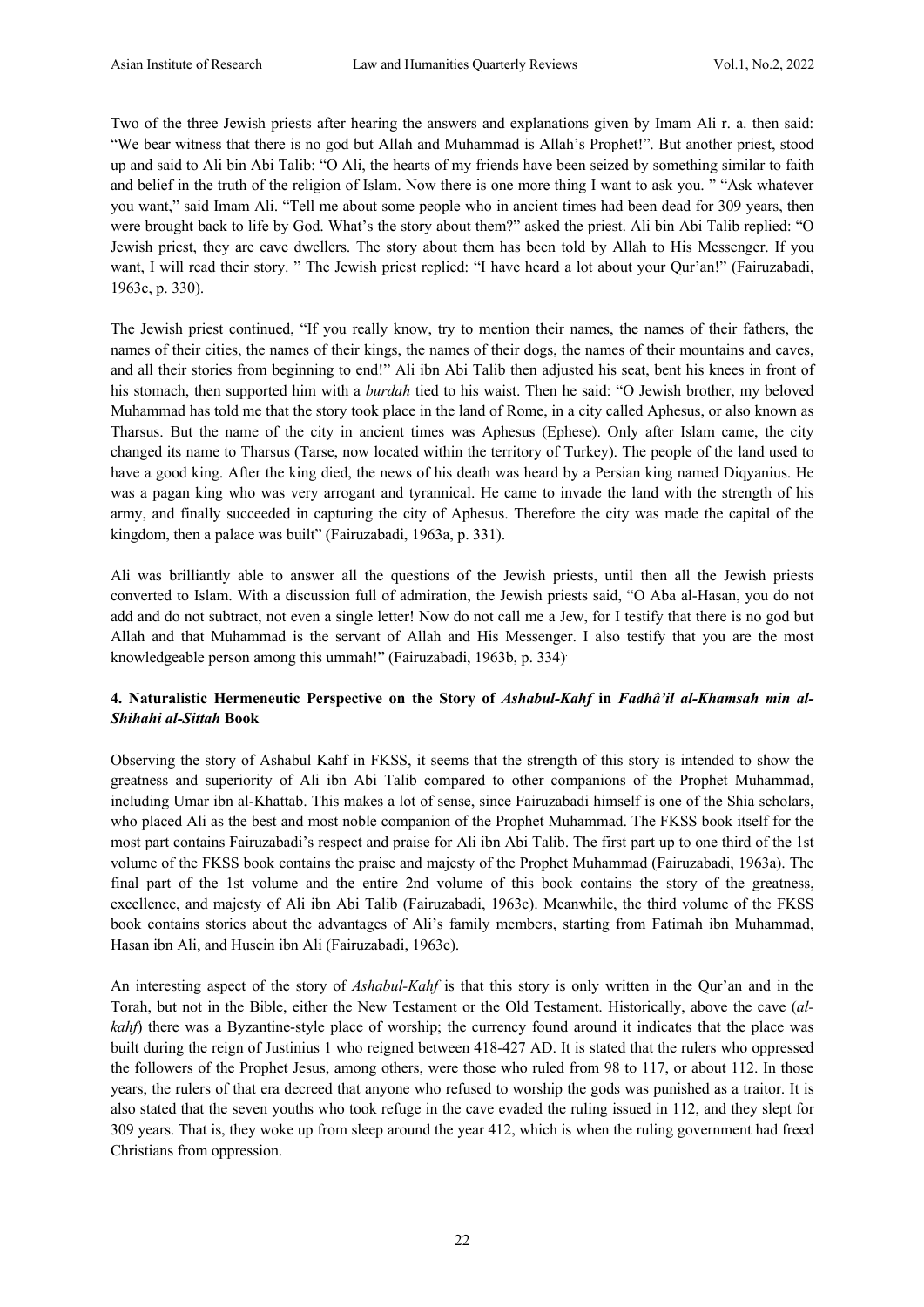Two of the three Jewish priests after hearing the answers and explanations given by Imam Ali r. a. then said: "We bear witness that there is no god but Allah and Muhammad is Allah's Prophet!". But another priest, stood up and said to Ali bin Abi Talib: "O Ali, the hearts of my friends have been seized by something similar to faith and belief in the truth of the religion of Islam. Now there is one more thing I want to ask you. " "Ask whatever you want," said Imam Ali. "Tell me about some people who in ancient times had been dead for 309 years, then were brought back to life by God. What's the story about them?" asked the priest. Ali bin Abi Talib replied: "O Jewish priest, they are cave dwellers. The story about them has been told by Allah to His Messenger. If you want, I will read their story. " The Jewish priest replied: "I have heard a lot about your Qur'an!" (Fairuzabadi, 1963c, p. 330).

The Jewish priest continued, "If you really know, try to mention their names, the names of their fathers, the names of their cities, the names of their kings, the names of their dogs, the names of their mountains and caves, and all their stories from beginning to end!" Ali ibn Abi Talib then adjusted his seat, bent his knees in front of his stomach, then supported him with a *burdah* tied to his waist. Then he said: "O Jewish brother, my beloved Muhammad has told me that the story took place in the land of Rome, in a city called Aphesus, or also known as Tharsus. But the name of the city in ancient times was Aphesus (Ephese). Only after Islam came, the city changed its name to Tharsus (Tarse, now located within the territory of Turkey). The people of the land used to have a good king. After the king died, the news of his death was heard by a Persian king named Diqyanius. He was a pagan king who was very arrogant and tyrannical. He came to invade the land with the strength of his army, and finally succeeded in capturing the city of Aphesus. Therefore the city was made the capital of the kingdom, then a palace was built" (Fairuzabadi, 1963a, p. 331).

Ali was brilliantly able to answer all the questions of the Jewish priests, until then all the Jewish priests converted to Islam. With a discussion full of admiration, the Jewish priests said, "O Aba al-Hasan, you do not add and do not subtract, not even a single letter! Now do not call me a Jew, for I testify that there is no god but Allah and that Muhammad is the servant of Allah and His Messenger. I also testify that you are the most knowledgeable person among this ummah!" (Fairuzabadi, 1963b, p. 334).

#### 4. Naturalistic Hermeneutic Perspective on the Story of *Ashabul-Kahf* in *Fadhâ'il al-Khamsah min al-Shihahi al-Sittah* Book

Observing the story of Ashabul Kahf in FKSS, it seems that the strength of this story is intended to show the greatness and superiority of Ali ibn Abi Talib compared to other companions of the Prophet Muhammad, including Umar ibn al-Khattab. This makes a lot of sense, since Fairuzabadi himself is one of the Shia scholars, who placed Ali as the best and most noble companion of the Prophet Muhammad. The FKSS book itself for the most part contains Fairuzabadi's respect and praise for Ali ibn Abi Talib. The first part up to one third of the 1st volume of the FKSS book contains the praise and majesty of the Prophet Muhammad (Fairuzabadi, 1963a). The final part of the 1st volume and the entire 2nd volume of this book contains the story of the greatness, excellence, and majesty of Ali ibn Abi Talib (Fairuzabadi, 1963c). Meanwhile, the third volume of the FKSS book contains stories about the advantages of Ali's family members, starting from Fatimah ibn Muhammad, Hasan ibn Ali, and Husein ibn Ali (Fairuzabadi, 1963c).

An interesting aspect of the story of *Ashabul-Kahf* is that this story is only written in the Qur'an and in the Torah, but not in the Bible, either the New Testament or the Old Testament. Historically, above the cave (*al-kahf*) there was a Byzantine-style place of worship; the currency found around it indicates that the place was built during the reign of Justinius 1 who reigned between 418-427 AD. It is stated that the rulers who oppressed the followers of the Prophet Jesus, among others, were those who ruled from 98 to 117, or about 112. In those years, the rulers of that era decreed that anyone who refused to worship the gods was punished as a traitor. It is also stated that the seven youths who took refuge in the cave evaded the ruling issued in 112, and they slept for 309 years. That is, they woke up from sleep around the year 412, which is when the ruling government had freed Christians from oppression.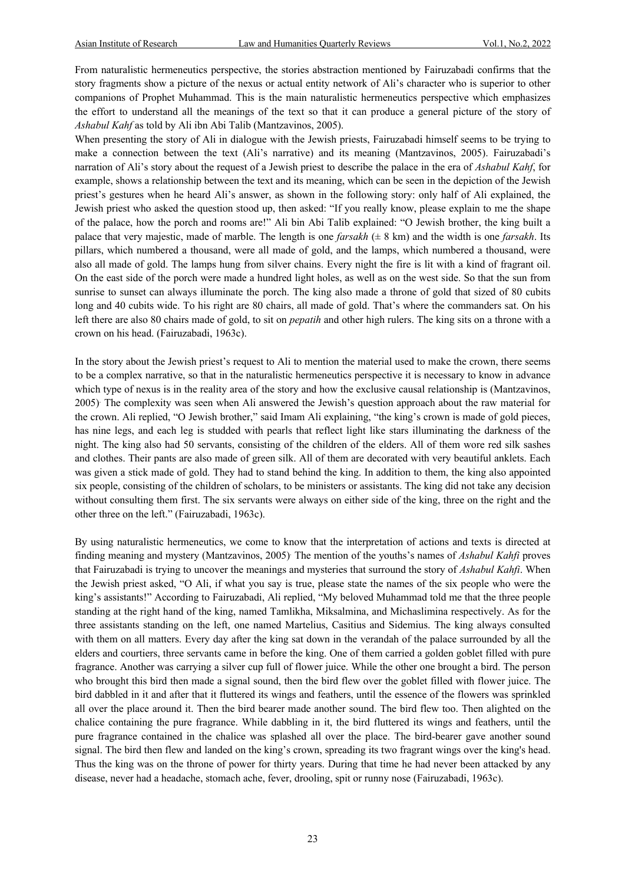From naturalistic hermeneutics perspective, the stories abstraction mentioned by Fairuzabadi confirms that the story fragments show a picture of the nexus or actual entity network of Ali's character who is superior to other companions of Prophet Muhammad. This is the main naturalistic hermeneutics perspective which emphasizes the effort to understand all the meanings of the text so that it can produce a general picture of the story of *Ashabul Kahf* as told by Ali ibn Abi Talib (Mantzavinos, 2005).

When presenting the story of Ali in dialogue with the Jewish priests, Fairuzabadi himself seems to be trying to make a connection between the text (Ali's narrative) and its meaning (Mantzavinos, 2005). Fairuzabadi's narration of Ali's story about the request of a Jewish priest to describe the palace in the era of *Ashabul Kahf*, for example, shows a relationship between the text and its meaning, which can be seen in the depiction of the Jewish priest's gestures when he heard Ali's answer, as shown in the following story: only half of Ali explained, the Jewish priest who asked the question stood up, then asked: "If you really know, please explain to me the shape of the palace, how the porch and rooms are!" Ali bin Abi Talib explained: "O Jewish brother, the king built a palace that very majestic, made of marble. The length is one *farsakh* (± 8 km) and the width is one *farsakh*. Its pillars, which numbered a thousand, were all made of gold, and the lamps, which numbered a thousand, were also all made of gold. The lamps hung from silver chains. Every night the fire is lit with a kind of fragrant oil. On the east side of the porch were made a hundred light holes, as well as on the west side. So that the sun from sunrise to sunset can always illuminate the porch. The king also made a throne of gold that sized of 80 cubits long and 40 cubits wide. To his right are 80 chairs, all made of gold. That's where the commanders sat. On his left there are also 80 chairs made of gold, to sit on *pepatih* and other high rulers. The king sits on a throne with a crown on his head. (Fairuzabadi, 1963c).

In the story about the Jewish priest's request to Ali to mention the material used to make the crown, there seems to be a complex narrative, so that in the naturalistic hermeneutics perspective it is necessary to know in advance which type of nexus is in the reality area of the story and how the exclusive causal relationship is (Mantzavinos, 2005). The complexity was seen when Ali answered the Jewish's question approach about the raw material for the crown. Ali replied, "O Jewish brother," said Imam Ali explaining, "the king's crown is made of gold pieces, has nine legs, and each leg is studded with pearls that reflect light like stars illuminating the darkness of the night. The king also had 50 servants, consisting of the children of the elders. All of them wore red silk sashes and clothes. Their pants are also made of green silk. All of them are decorated with very beautiful anklets. Each was given a stick made of gold. They had to stand behind the king. In addition to them, the king also appointed six people, consisting of the children of scholars, to be ministers or assistants. The king did not take any decision without consulting them first. The six servants were always on either side of the king, three on the right and the other three on the left." (Fairuzabadi, 1963c).

By using naturalistic hermeneutics, we come to know that the interpretation of actions and texts is directed at finding meaning and mystery (Mantzavinos, 2005). The mention of the youths's names of *Ashabul Kahfi* proves that Fairuzabadi is trying to uncover the meanings and mysteries that surround the story of *Ashabul Kahfi*. When the Jewish priest asked, "O Ali, if what you say is true, please state the names of the six people who were the king's assistants!" According to Fairuzabadi, Ali replied, "My beloved Muhammad told me that the three people standing at the right hand of the king, named Tamlikha, Miksalmina, and Michaslimina respectively. As for the three assistants standing on the left, one named Martelius, Casitius and Sidemius. The king always consulted with them on all matters. Every day after the king sat down in the verandah of the palace surrounded by all the elders and courtiers, three servants came in before the king. One of them carried a golden goblet filled with pure fragrance. Another was carrying a silver cup full of flower juice. While the other one brought a bird. The person who brought this bird then made a signal sound, then the bird flew over the goblet filled with flower juice. The bird dabbled in it and after that it fluttered its wings and feathers, until the essence of the flowers was sprinkled all over the place around it. Then the bird bearer made another sound. The bird flew too. Then alighted on the chalice containing the pure fragrance. While dabbling in it, the bird fluttered its wings and feathers, until the pure fragrance contained in the chalice was splashed all over the place. The bird-bearer gave another sound signal. The bird then flew and landed on the king's crown, spreading its two fragrant wings over the king's head. Thus the king was on the throne of power for thirty years. During that time he had never been attacked by any disease, never had a headache, stomach ache, fever, drooling, spit or runny nose (Fairuzabadi, 1963c).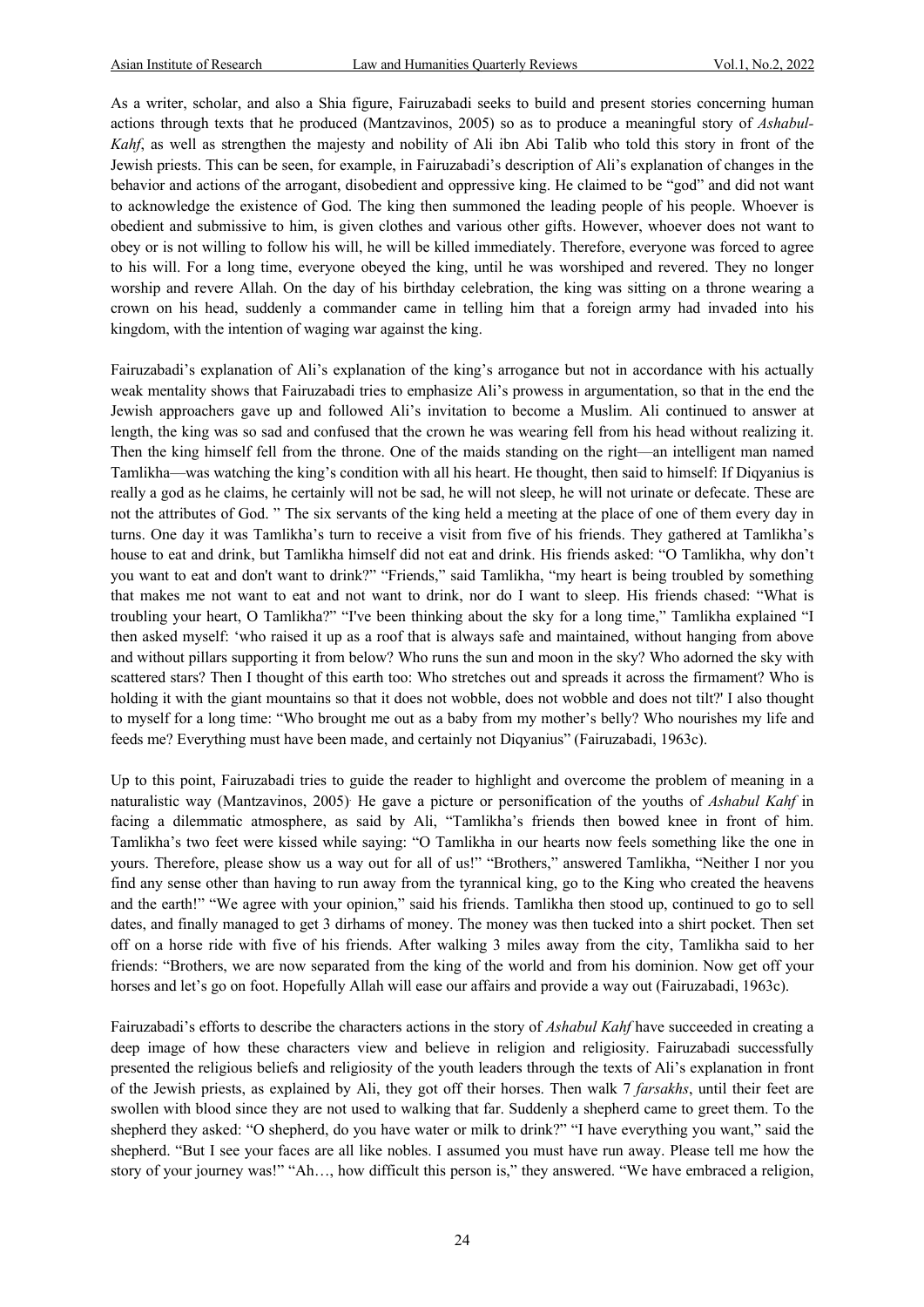As a writer, scholar, and also a Shia figure, Fairuzabadi seeks to build and present stories concerning human actions through texts that he produced (Mantzavinos, 2005) so as to produce a meaningful story of *Ashabul-Kahf*, as well as strengthen the majesty and nobility of Ali ibn Abi Talib who told this story in front of the Jewish priests. This can be seen, for example, in Fairuzabadi's description of Ali's explanation of changes in the behavior and actions of the arrogant, disobedient and oppressive king. He claimed to be "god" and did not want to acknowledge the existence of God. The king then summoned the leading people of his people. Whoever is obedient and submissive to him, is given clothes and various other gifts. However, whoever does not want to obey or is not willing to follow his will, he will be killed immediately. Therefore, everyone was forced to agree to his will. For a long time, everyone obeyed the king, until he was worshiped and revered. They no longer worship and revere Allah. On the day of his birthday celebration, the king was sitting on a throne wearing a crown on his head, suddenly a commander came in telling him that a foreign army had invaded into his kingdom, with the intention of waging war against the king.

Fairuzabadi's explanation of Ali's explanation of the king's arrogance but not in accordance with his actually weak mentality shows that Fairuzabadi tries to emphasize Ali's prowess in argumentation, so that in the end the Jewish approachers gave up and followed Ali's invitation to become a Muslim. Ali continued to answer at length, the king was so sad and confused that the crown he was wearing fell from his head without realizing it. Then the king himself fell from the throne. One of the maids standing on the right—an intelligent man named Tamlikha—was watching the king's condition with all his heart. He thought, then said to himself: If Diqyanius is really a god as he claims, he certainly will not be sad, he will not sleep, he will not urinate or defecate. These are not the attributes of God. " The six servants of the king held a meeting at the place of one of them every day in turns. One day it was Tamlikha's turn to receive a visit from five of his friends. They gathered at Tamlikha's house to eat and drink, but Tamlikha himself did not eat and drink. His friends asked: "O Tamlikha, why don't you want to eat and don't want to drink?" "Friends," said Tamlikha, "my heart is being troubled by something that makes me not want to eat and not want to drink, nor do I want to sleep. His friends chased: "What is troubling your heart, O Tamlikha?" "I've been thinking about the sky for a long time," Tamlikha explained "I then asked myself: 'who raised it up as a roof that is always safe and maintained, without hanging from above and without pillars supporting it from below? Who runs the sun and moon in the sky? Who adorned the sky with scattered stars? Then I thought of this earth too: Who stretches out and spreads it across the firmament? Who is holding it with the giant mountains so that it does not wobble, does not wobble and does not tilt?' I also thought to myself for a long time: "Who brought me out as a baby from my mother's belly? Who nourishes my life and feeds me? Everything must have been made, and certainly not Diqyanius" (Fairuzabadi, 1963c).

Up to this point, Fairuzabadi tries to guide the reader to highlight and overcome the problem of meaning in a naturalistic way (Mantzavinos, 2005). He gave a picture or personification of the youths of *Ashabul Kahf* in facing a dilemmatic atmosphere, as said by Ali, "Tamlikha's friends then bowed knee in front of him. Tamlikha's two feet were kissed while saying: "O Tamlikha in our hearts now feels something like the one in yours. Therefore, please show us a way out for all of us!" "Brothers," answered Tamlikha, "Neither I nor you find any sense other than having to run away from the tyrannical king, go to the King who created the heavens and the earth!" "We agree with your opinion," said his friends. Tamlikha then stood up, continued to go to sell dates, and finally managed to get 3 dirhams of money. The money was then tucked into a shirt pocket. Then set off on a horse ride with five of his friends. After walking 3 miles away from the city, Tamlikha said to her friends: "Brothers, we are now separated from the king of the world and from his dominion. Now get off your horses and let's go on foot. Hopefully Allah will ease our affairs and provide a way out (Fairuzabadi, 1963c).

Fairuzabadi's efforts to describe the characters actions in the story of *Ashabul Kahf* have succeeded in creating a deep image of how these characters view and believe in religion and religiosity. Fairuzabadi successfully presented the religious beliefs and religiosity of the youth leaders through the texts of Ali's explanation in front of the Jewish priests, as explained by Ali, they got off their horses. Then walk 7 *farsakhs*, until their feet are swollen with blood since they are not used to walking that far. Suddenly a shepherd came to greet them. To the shepherd they asked: "O shepherd, do you have water or milk to drink?" "I have everything you want," said the shepherd. "But I see your faces are all like nobles. I assumed you must have run away. Please tell me how the story of your journey was!" "Ah…, how difficult this person is," they answered. "We have embraced a religion,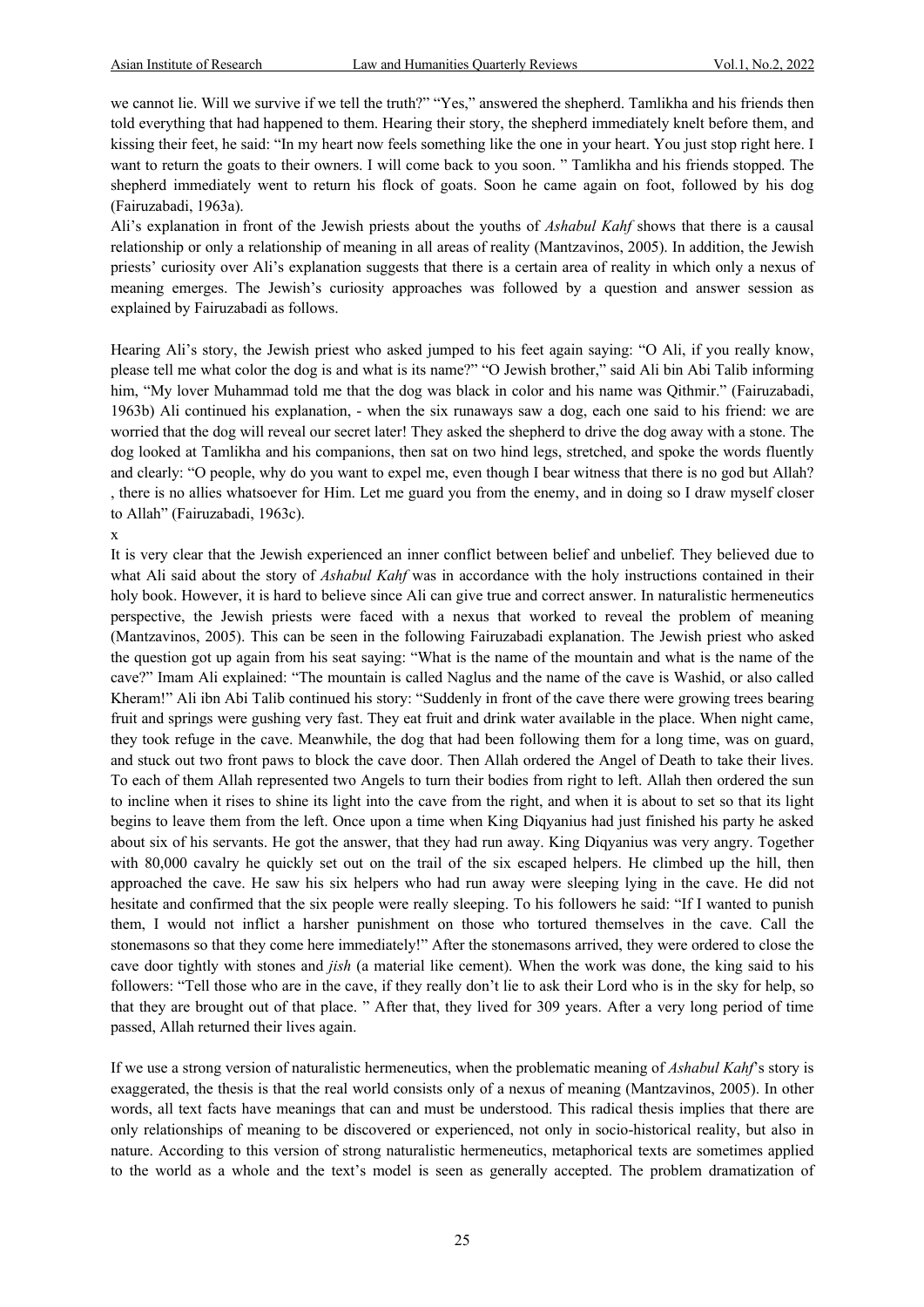we cannot lie. Will we survive if we tell the truth?" "Yes," answered the shepherd. Tamlikha and his friends then told everything that had happened to them. Hearing their story, the shepherd immediately knelt before them, and kissing their feet, he said: "In my heart now feels something like the one in your heart. You just stop right here. I want to return the goats to their owners. I will come back to you soon. " Tamlikha and his friends stopped. The shepherd immediately went to return his flock of goats. Soon he came again on foot, followed by his dog (Fairuzabadi, 1963a).

Ali's explanation in front of the Jewish priests about the youths of *Ashabul Kahf* shows that there is a causal relationship or only a relationship of meaning in all areas of reality (Mantzavinos, 2005). In addition, the Jewish priests' curiosity over Ali's explanation suggests that there is a certain area of reality in which only a nexus of meaning emerges. The Jewish's curiosity approaches was followed by a question and answer session as explained by Fairuzabadi as follows.

Hearing Ali's story, the Jewish priest who asked jumped to his feet again saying: "O Ali, if you really know, please tell me what color the dog is and what is its name?" "O Jewish brother," said Ali bin Abi Talib informing him, "My lover Muhammad told me that the dog was black in color and his name was Qithmir." (Fairuzabadi, 1963b) Ali continued his explanation, - when the six runaways saw a dog, each one said to his friend: we are worried that the dog will reveal our secret later! They asked the shepherd to drive the dog away with a stone. The dog looked at Tamlikha and his companions, then sat on two hind legs, stretched, and spoke the words fluently and clearly: "O people, why do you want to expel me, even though I bear witness that there is no god but Allah? , there is no allies whatsoever for Him. Let me guard you from the enemy, and in doing so I draw myself closer to Allah" (Fairuzabadi, 1963c).

x

It is very clear that the Jewish experienced an inner conflict between belief and unbelief. They believed due to what Ali said about the story of *Ashabul Kahf* was in accordance with the holy instructions contained in their holy book. However, it is hard to believe since Ali can give true and correct answer. In naturalistic hermeneutics perspective, the Jewish priests were faced with a nexus that worked to reveal the problem of meaning (Mantzavinos, 2005). This can be seen in the following Fairuzabadi explanation. The Jewish priest who asked the question got up again from his seat saying: "What is the name of the mountain and what is the name of the cave?" Imam Ali explained: "The mountain is called Naglus and the name of the cave is Washid, or also called Kheram!" Ali ibn Abi Talib continued his story: "Suddenly in front of the cave there were growing trees bearing fruit and springs were gushing very fast. They eat fruit and drink water available in the place. When night came, they took refuge in the cave. Meanwhile, the dog that had been following them for a long time, was on guard, and stuck out two front paws to block the cave door. Then Allah ordered the Angel of Death to take their lives. To each of them Allah represented two Angels to turn their bodies from right to left. Allah then ordered the sun to incline when it rises to shine its light into the cave from the right, and when it is about to set so that its light begins to leave them from the left. Once upon a time when King Diqyanius had just finished his party he asked about six of his servants. He got the answer, that they had run away. King Diqyanius was very angry. Together with 80,000 cavalry he quickly set out on the trail of the six escaped helpers. He climbed up the hill, then approached the cave. He saw his six helpers who had run away were sleeping lying in the cave. He did not hesitate and confirmed that the six people were really sleeping. To his followers he said: "If I wanted to punish them, I would not inflict a harsher punishment on those who tortured themselves in the cave. Call the stonemasons so that they come here immediately!" After the stonemasons arrived, they were ordered to close the cave door tightly with stones and *jish* (a material like cement). When the work was done, the king said to his followers: "Tell those who are in the cave, if they really don't lie to ask their Lord who is in the sky for help, so that they are brought out of that place. " After that, they lived for 309 years. After a very long period of time passed, Allah returned their lives again.

If we use a strong version of naturalistic hermeneutics, when the problematic meaning of *Ashabul Kahf*'s story is exaggerated, the thesis is that the real world consists only of a nexus of meaning (Mantzavinos, 2005). In other words, all text facts have meanings that can and must be understood. This radical thesis implies that there are only relationships of meaning to be discovered or experienced, not only in socio-historical reality, but also in nature. According to this version of strong naturalistic hermeneutics, metaphorical texts are sometimes applied to the world as a whole and the text's model is seen as generally accepted. The problem dramatization of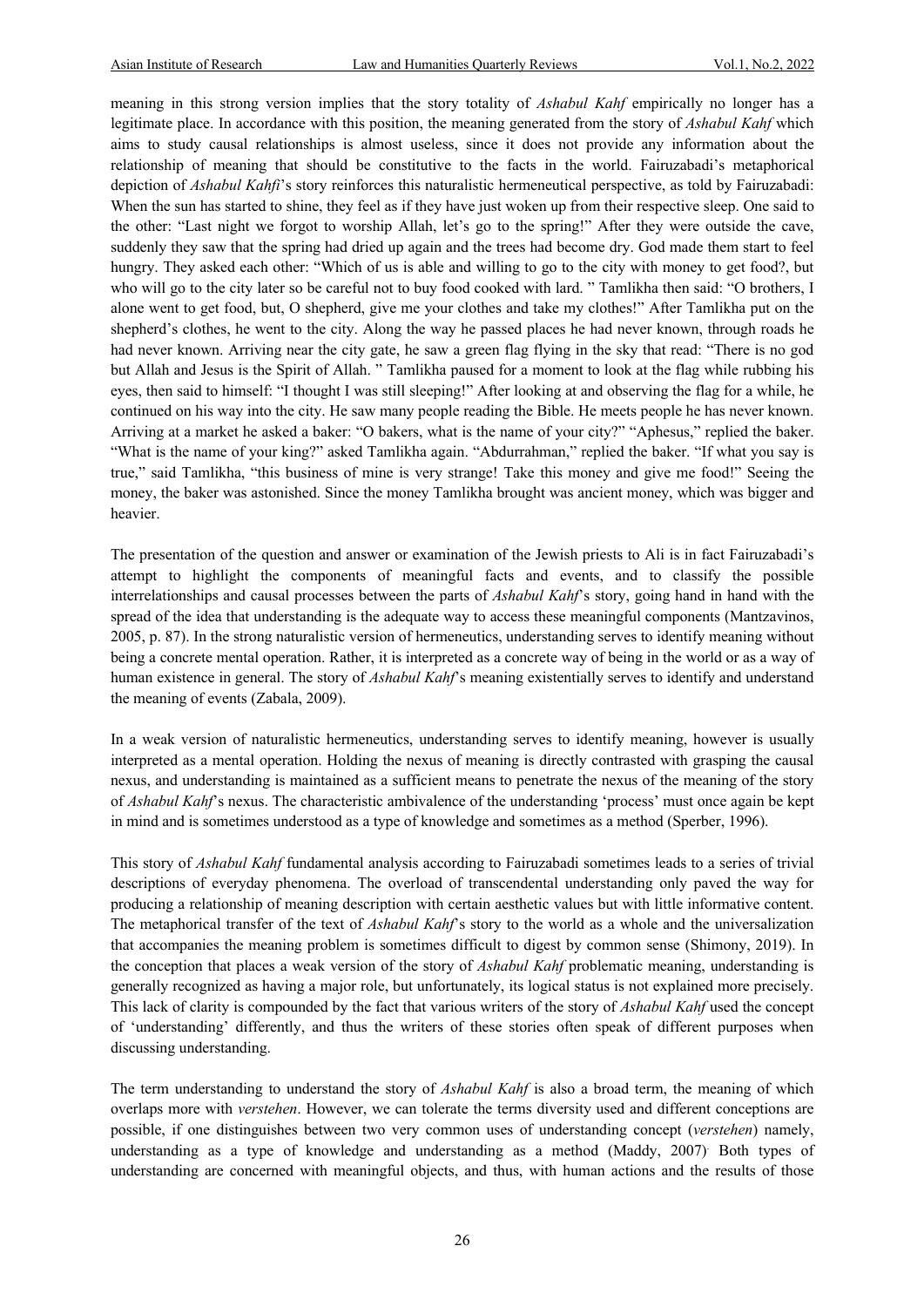meaning in this strong version implies that the story totality of *Ashabul Kahf* empirically no longer has a legitimate place. In accordance with this position, the meaning generated from the story of *Ashabul Kahf* which aims to study causal relationships is almost useless, since it does not provide any information about the relationship of meaning that should be constitutive to the facts in the world. Fairuzabadi's metaphorical depiction of *Ashabul Kahfi*'s story reinforces this naturalistic hermeneutical perspective, as told by Fairuzabadi: When the sun has started to shine, they feel as if they have just woken up from their respective sleep. One said to the other: "Last night we forgot to worship Allah, let's go to the spring!" After they were outside the cave, suddenly they saw that the spring had dried up again and the trees had become dry. God made them start to feel hungry. They asked each other: "Which of us is able and willing to go to the city with money to get food?, but who will go to the city later so be careful not to buy food cooked with lard. " Tamlikha then said: "O brothers, I alone went to get food, but, O shepherd, give me your clothes and take my clothes!" After Tamlikha put on the shepherd's clothes, he went to the city. Along the way he passed places he had never known, through roads he had never known. Arriving near the city gate, he saw a green flag flying in the sky that read: "There is no god but Allah and Jesus is the Spirit of Allah. " Tamlikha paused for a moment to look at the flag while rubbing his eyes, then said to himself: "I thought I was still sleeping!" After looking at and observing the flag for a while, he continued on his way into the city. He saw many people reading the Bible. He meets people he has never known. Arriving at a market he asked a baker: "O bakers, what is the name of your city?" "Aphesus," replied the baker. "What is the name of your king?" asked Tamlikha again. "Abdurrahman," replied the baker. "If what you say is true," said Tamlikha, "this business of mine is very strange! Take this money and give me food!" Seeing the money, the baker was astonished. Since the money Tamlikha brought was ancient money, which was bigger and heavier.

The presentation of the question and answer or examination of the Jewish priests to Ali is in fact Fairuzabadi's attempt to highlight the components of meaningful facts and events, and to classify the possible interrelationships and causal processes between the parts of *Ashabul Kahf*'s story, going hand in hand with the spread of the idea that understanding is the adequate way to access these meaningful components (Mantzavinos, 2005, p. 87). In the strong naturalistic version of hermeneutics, understanding serves to identify meaning without being a concrete mental operation. Rather, it is interpreted as a concrete way of being in the world or as a way of human existence in general. The story of *Ashabul Kahf*'s meaning existentially serves to identify and understand the meaning of events (Zabala, 2009).

In a weak version of naturalistic hermeneutics, understanding serves to identify meaning, however is usually interpreted as a mental operation. Holding the nexus of meaning is directly contrasted with grasping the causal nexus, and understanding is maintained as a sufficient means to penetrate the nexus of the meaning of the story of *Ashabul Kahf*'s nexus. The characteristic ambivalence of the understanding 'process' must once again be kept in mind and is sometimes understood as a type of knowledge and sometimes as a method (Sperber, 1996).

This story of *Ashabul Kahf* fundamental analysis according to Fairuzabadi sometimes leads to a series of trivial descriptions of everyday phenomena. The overload of transcendental understanding only paved the way for producing a relationship of meaning description with certain aesthetic values but with little informative content. The metaphorical transfer of the text of *Ashabul Kahf*'s story to the world as a whole and the universalization that accompanies the meaning problem is sometimes difficult to digest by common sense (Shimony, 2019). In the conception that places a weak version of the story of *Ashabul Kahf* problematic meaning, understanding is generally recognized as having a major role, but unfortunately, its logical status is not explained more precisely. This lack of clarity is compounded by the fact that various writers of the story of *Ashabul Kahf* used the concept of 'understanding' differently, and thus the writers of these stories often speak of different purposes when discussing understanding.

The term understanding to understand the story of *Ashabul Kahf* is also a broad term, the meaning of which overlaps more with *verstehen*. However, we can tolerate the terms diversity used and different conceptions are possible, if one distinguishes between two very common uses of understanding concept (*verstehen*) namely, understanding as a type of knowledge and understanding as a method (Maddy, 2007). Both types of understanding are concerned with meaningful objects, and thus, with human actions and the results of those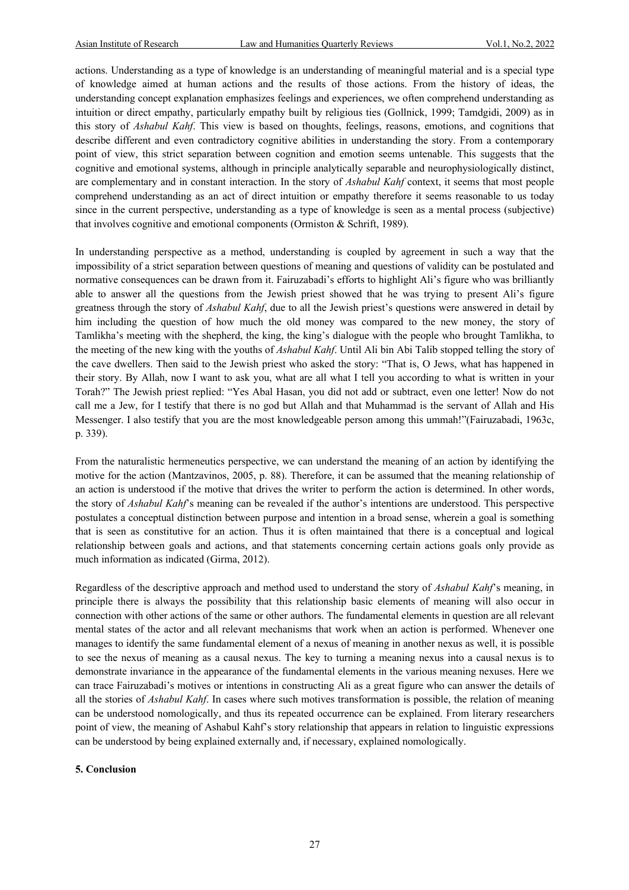actions. Understanding as a type of knowledge is an understanding of meaningful material and is a special type of knowledge aimed at human actions and the results of those actions. From the history of ideas, the understanding concept explanation emphasizes feelings and experiences, we often comprehend understanding as intuition or direct empathy, particularly empathy built by religious ties (Gollnick, 1999; Tamdgidi, 2009) as in this story of *Ashabul Kahf*. This view is based on thoughts, feelings, reasons, emotions, and cognitions that describe different and even contradictory cognitive abilities in understanding the story. From a contemporary point of view, this strict separation between cognition and emotion seems untenable. This suggests that the cognitive and emotional systems, although in principle analytically separable and neurophysiologically distinct, are complementary and in constant interaction. In the story of *Ashabul Kahf* context, it seems that most people comprehend understanding as an act of direct intuition or empathy therefore it seems reasonable to us today since in the current perspective, understanding as a type of knowledge is seen as a mental process (subjective) that involves cognitive and emotional components (Ormiston & Schrift, 1989).

In understanding perspective as a method, understanding is coupled by agreement in such a way that the impossibility of a strict separation between questions of meaning and questions of validity can be postulated and normative consequences can be drawn from it. Fairuzabadi's efforts to highlight Ali's figure who was brilliantly able to answer all the questions from the Jewish priest showed that he was trying to present Ali's figure greatness through the story of *Ashabul Kahf*, due to all the Jewish priest's questions were answered in detail by him including the question of how much the old money was compared to the new money, the story of Tamlikha's meeting with the shepherd, the king, the king's dialogue with the people who brought Tamlikha, to the meeting of the new king with the youths of *Ashabul Kahf*. Until Ali bin Abi Talib stopped telling the story of the cave dwellers. Then said to the Jewish priest who asked the story: "That is, O Jews, what has happened in their story. By Allah, now I want to ask you, what are all what I tell you according to what is written in your Torah?" The Jewish priest replied: "Yes Abal Hasan, you did not add or subtract, even one letter! Now do not call me a Jew, for I testify that there is no god but Allah and that Muhammad is the servant of Allah and His Messenger. I also testify that you are the most knowledgeable person among this ummah!"(Fairuzabadi, 1963c, p. 339).

From the naturalistic hermeneutics perspective, we can understand the meaning of an action by identifying the motive for the action (Mantzavinos, 2005, p. 88). Therefore, it can be assumed that the meaning relationship of an action is understood if the motive that drives the writer to perform the action is determined. In other words, the story of *Ashabul Kahf*'s meaning can be revealed if the author's intentions are understood. This perspective postulates a conceptual distinction between purpose and intention in a broad sense, wherein a goal is something that is seen as constitutive for an action. Thus it is often maintained that there is a conceptual and logical relationship between goals and actions, and that statements concerning certain actions goals only provide as much information as indicated (Girma, 2012).

Regardless of the descriptive approach and method used to understand the story of *Ashabul Kahf*'s meaning, in principle there is always the possibility that this relationship basic elements of meaning will also occur in connection with other actions of the same or other authors. The fundamental elements in question are all relevant mental states of the actor and all relevant mechanisms that work when an action is performed. Whenever one manages to identify the same fundamental element of a nexus of meaning in another nexus as well, it is possible to see the nexus of meaning as a causal nexus. The key to turning a meaning nexus into a causal nexus is to demonstrate invariance in the appearance of the fundamental elements in the various meaning nexuses. Here we can trace Fairuzabadi's motives or intentions in constructing Ali as a great figure who can answer the details of all the stories of *Ashabul Kahf*. In cases where such motives transformation is possible, the relation of meaning can be understood nomologically, and thus its repeated occurrence can be explained. From literary researchers point of view, the meaning of Ashabul Kahf's story relationship that appears in relation to linguistic expressions can be understood by being explained externally and, if necessary, explained nomologically.

### 5. Conclusion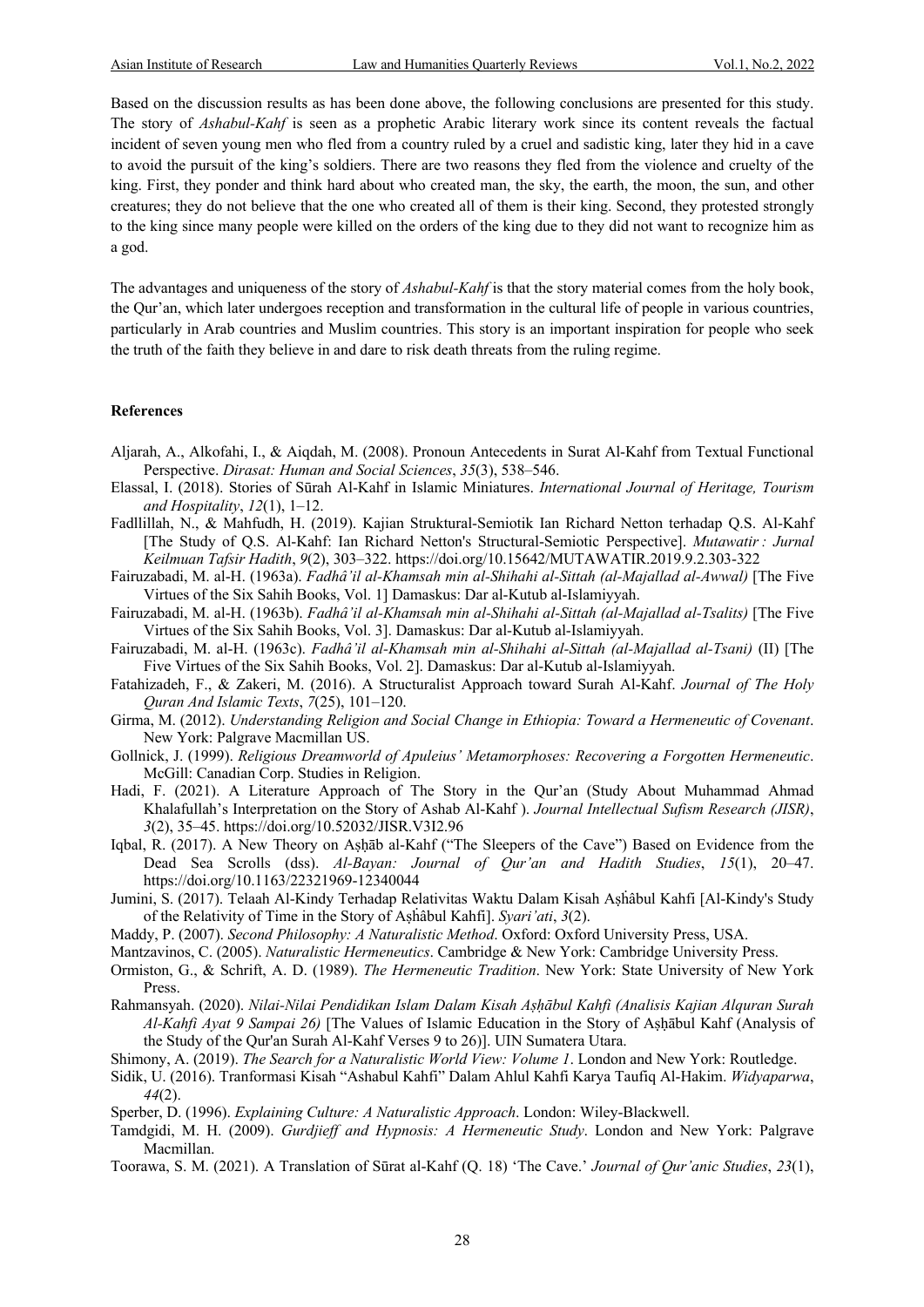Based on the discussion results as has been done above, the following conclusions are presented for this study. The story of *Ashabul-Kahf* is seen as a prophetic Arabic literary work since its content reveals the factual incident of seven young men who fled from a country ruled by a cruel and sadistic king, later they hid in a cave to avoid the pursuit of the king's soldiers. There are two reasons they fled from the violence and cruelty of the king. First, they ponder and think hard about who created man, the sky, the earth, the moon, the sun, and other creatures; they do not believe that the one who created all of them is their king. Second, they protested strongly to the king since many people were killed on the orders of the king due to they did not want to recognize him as a god.

The advantages and uniqueness of the story of *Ashabul-Kahf* is that the story material comes from the holy book, the Qur'an, which later undergoes reception and transformation in the cultural life of people in various countries, particularly in Arab countries and Muslim countries. This story is an important inspiration for people who seek the truth of the faith they believe in and dare to risk death threats from the ruling regime.

## References

Aljarah, A., Alkofahi, I., & Aiqdah, M. (2008). Pronoun Antecedents in Surat Al-Kahf from Textual Functional Perspective. *Dirasat: Human and Social Sciences*, *35*(3), 538–546.

Elassal, I. (2018). Stories of Sūrah Al-Kahf in Islamic Miniatures. *International Journal of Heritage, Tourism and Hospitality*, *12*(1), 1–12.

Fadllillah, N., & Mahfudh, H. (2019). Kajian Struktural-Semiotik Ian Richard Netton terhadap Q.S. Al-Kahf [The Study of Q.S. Al-Kahf: Ian Richard Netton's Structural-Semiotic Perspective]. *Mutawatir : Jurnal Keilmuan Tafsir Hadith*, *9*(2), 303–322. https://doi.org/10.15642/MUTAWATIR.2019.9.2.303-322

Fairuzabadi, M. al-H. (1963a). *Fadhâ'il al-Khamsah min al-Shihahi al-Sittah (al-Majallad al-Awwal)* [The Five Virtues of the Six Sahih Books, Vol. 1] Damaskus: Dar al-Kutub al-Islamiyyah.

Fairuzabadi, M. al-H. (1963b). *Fadhâ'il al-Khamsah min al-Shihahi al-Sittah (al-Majallad al-Tsalits)* [The Five Virtues of the Six Sahih Books, Vol. 3]. Damaskus: Dar al-Kutub al-Islamiyyah.

Fairuzabadi, M. al-H. (1963c). *Fadhâ'il al-Khamsah min al-Shihahi al-Sittah (al-Majallad al-Tsani)* (II) [The Five Virtues of the Six Sahih Books, Vol. 2]. Damaskus: Dar al-Kutub al-Islamiyyah.

Fatahizadeh, F., & Zakeri, M. (2016). A Structuralist Approach toward Surah Al-Kahf. *Journal of The Holy Quran And Islamic Texts*, *7*(25), 101–120.

Girma, M. (2012). *Understanding Religion and Social Change in Ethiopia: Toward a Hermeneutic of Covenant*. New York: Palgrave Macmillan US.

Gollnick, J. (1999). *Religious Dreamworld of Apuleius' Metamorphoses: Recovering a Forgotten Hermeneutic*. McGill: Canadian Corp. Studies in Religion.

Hadi, F. (2021). A Literature Approach of The Story in the Qur'an (Study About Muhammad Ahmad Khalafullah's Interpretation on the Story of Ashab Al-Kahf ). *Journal Intellectual Sufism Research (JISR)*, *3*(2), 35–45. https://doi.org/10.52032/JISR.V3I2.96

Iqbal, R. (2017). A New Theory on Aṣḥāb al-Kahf ("The Sleepers of the Cave") Based on Evidence from the Dead Sea Scrolls (dss). *Al-Bayan: Journal of Qur'an and Hadith Studies*, *15*(1), 20–47. https://doi.org/10.1163/22321969-12340044

Jumini, S. (2017). Telaah Al-Kindy Terhadap Relativitas Waktu Dalam Kisah Aṣḣâbul Kahfi [Al-Kindy's Study of the Relativity of Time in the Story of Aṣḣâbul Kahfi]. *Syari'ati*, *3*(2).

Maddy, P. (2007). *Second Philosophy: A Naturalistic Method*. Oxford: Oxford University Press, USA.

Mantzavinos, C. (2005). *Naturalistic Hermeneutics*. Cambridge & New York: Cambridge University Press.

Ormiston, G., & Schrift, A. D. (1989). *The Hermeneutic Tradition*. New York: State University of New York Press.

Rahmansyah. (2020). *Nilai-Nilai Pendidikan Islam Dalam Kisah Aṣḥābul Kahfi (Analisis Kajian Alquran Surah Al-Kahfi Ayat 9 Sampai 26)* [The Values of Islamic Education in the Story of Aṣḥābul Kahf (Analysis of the Study of the Qur'an Surah Al-Kahf Verses 9 to 26)]. UIN Sumatera Utara.

Shimony, A. (2019). *The Search for a Naturalistic World View: Volume 1*. London and New York: Routledge.

Sidik, U. (2016). Tranformasi Kisah "Ashabul Kahfi" Dalam Ahlul Kahfi Karya Taufiq Al-Hakim. *Widyaparwa*, *44*(2).

Sperber, D. (1996). *Explaining Culture: A Naturalistic Approach*. London: Wiley-Blackwell.

Tamdgidi, M. H. (2009). *Gurdjieff and Hypnosis: A Hermeneutic Study*. London and New York: Palgrave Macmillan.

Toorawa, S. M. (2021). A Translation of Sūrat al-Kahf (Q. 18) 'The Cave.' *Journal of Qur'anic Studies*, *23*(1),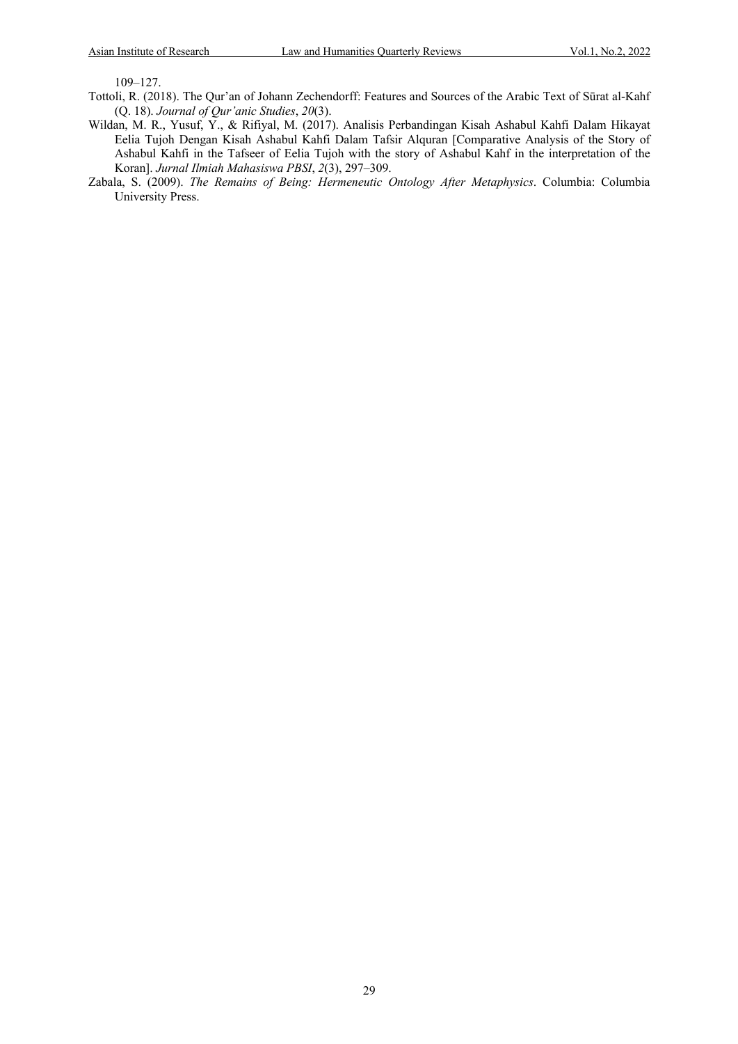109–127.

Tottoli, R. (2018). The Qur'an of Johann Zechendorff: Features and Sources of the Arabic Text of Sūrat al-Kahf (Q. 18). *Journal of Qur'anic Studies*, *20*(3).

Wildan, M. R., Yusuf, Y., & Rifiyal, M. (2017). Analisis Perbandingan Kisah Ashabul Kahfi Dalam Hikayat Eelia Tujoh Dengan Kisah Ashabul Kahfi Dalam Tafsir Alquran [Comparative Analysis of the Story of Ashabul Kahfi in the Tafseer of Eelia Tujoh with the story of Ashabul Kahf in the interpretation of the Koran]. *Jurnal Ilmiah Mahasiswa PBSI*, *2*(3), 297–309.

Zabala, S. (2009). *The Remains of Being: Hermeneutic Ontology After Metaphysics*. Columbia: Columbia University Press.